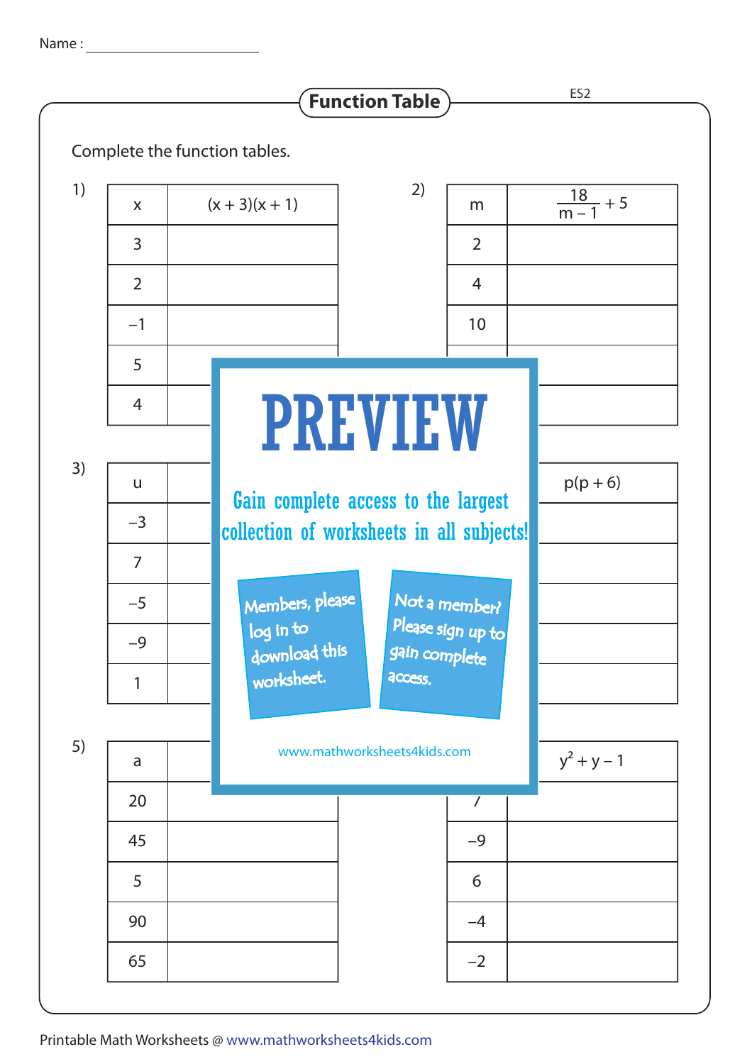Name : ________________

## Function Table

ES2

Complete the function tables.

1)

| x | $(x + 3)(x + 1)$ |
|---|---|
| 3 | |
| 2 | |
| –1 | |
| 5 | |
| 4 | |

2)

| m | $\frac{18}{m - 1} + 5$ |
|---|---|
| 2 | |
| 4 | |
| 10 | |
| | |
| | |

3)

| u | |
|---|---|
| –3 | |
| 7 | |
| –5 | |
| –9 | |
| 1 | |

4)

| | $p(p + 6)$ |
|---|---|
| | |
| | |
| | |
| | |
| | |

5)

| a | |
|---|---|
| 20 | |
| 45 | |
| 5 | |
| 90 | |
| 65 | |

6)

| | $y^2 + y - 1$ |
|---|---|
| 7 | |
| –9 | |
| 6 | |
| –4 | |
| –2 | |

PREVIEW

Gain complete access to the largest collection of worksheets in all subjects!

Members, please log in to download this worksheet.

Not a member? Please sign up to gain complete access.

www.mathworksheets4kids.com

Printable Math Worksheets @ www.mathworksheets4kids.com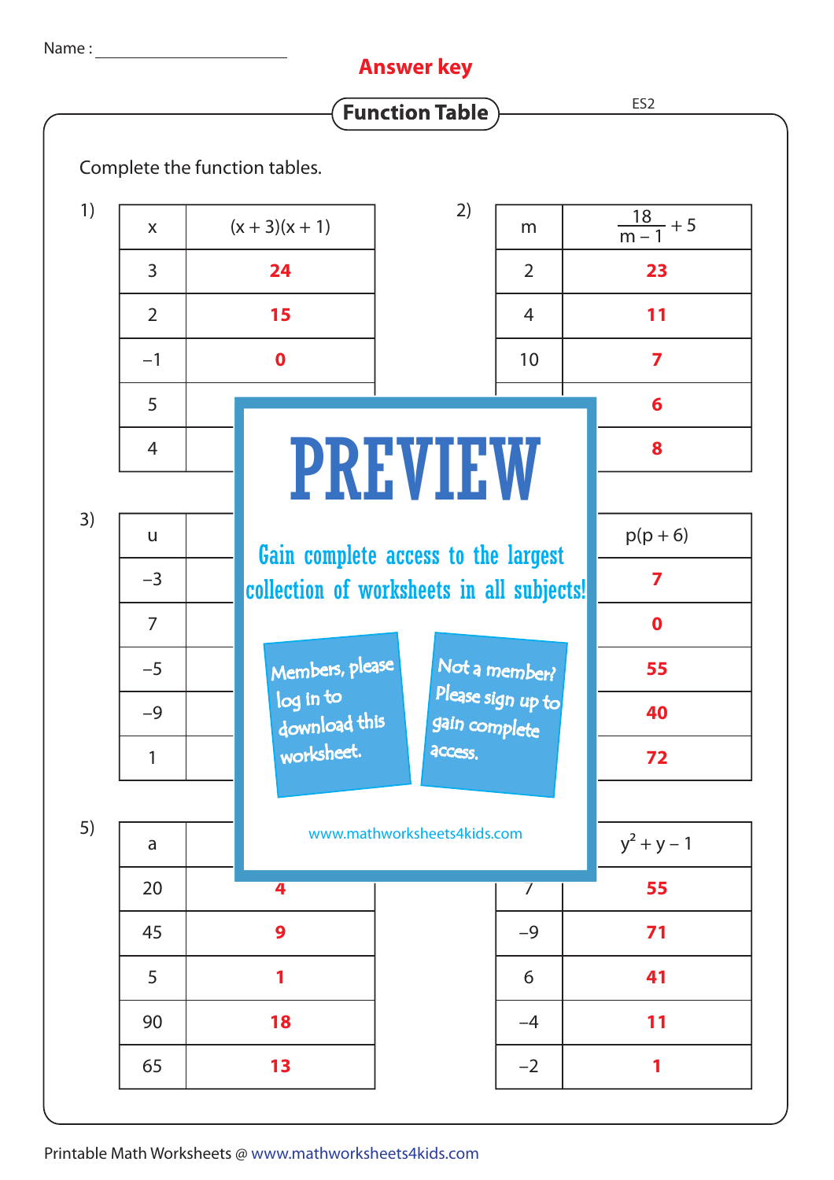Name : ______________________

**Answer key**

## Function Table

ES2

Complete the function tables.

1)

| $x$ | $(x + 3)(x + 1)$ |
|---|---|
| 3 | **24** |
| 2 | **15** |
| –1 | **0** |
| 5 | |
| 4 | |

2)

| $m$ | $\frac{18}{m - 1} + 5$ |
|---|---|
| 2 | **23** |
| 4 | **11** |
| 10 | **7** |
| | **6** |
| | **8** |

3)

| $u$ | |
|---|---|
| –3 | |
| 7 | |
| –5 | |
| –9 | |
| 1 | |

4)

| | $p(p + 6)$ |
|---|---|
| | **7** |
| | **0** |
| | **55** |
| | **40** |
| | **72** |

5)

| $a$ | |
|---|---|
| 20 | **4** |
| 45 | **9** |
| 5 | **1** |
| 90 | **18** |
| 65 | **13** |

6)

| | $y^2 + y - 1$ |
|---|---|
| 7 | **55** |
| –9 | **71** |
| 6 | **41** |
| –4 | **11** |
| –2 | **1** |

PREVIEW

Gain complete access to the largest collection of worksheets in all subjects!

Members, please log in to download this worksheet.

Not a member? Please sign up to gain complete access.

www.mathworksheets4kids.com

Printable Math Worksheets @ www.mathworksheets4kids.com